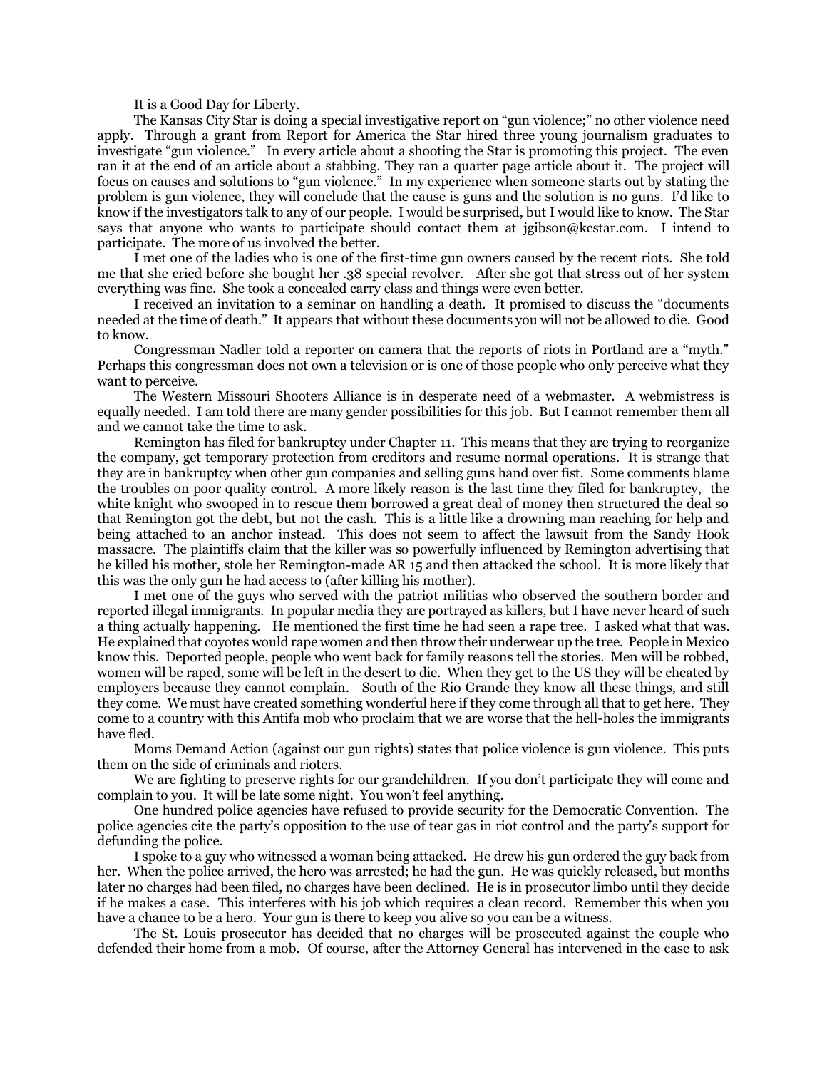It is a Good Day for Liberty.

The Kansas City Star is doing a special investigative report on "gun violence;" no other violence need apply. Through a grant from Report for America the Star hired three young journalism graduates to investigate "gun violence." In every article about a shooting the Star is promoting this project. The even ran it at the end of an article about a stabbing. They ran a quarter page article about it. The project will focus on causes and solutions to "gun violence." In my experience when someone starts out by stating the problem is gun violence, they will conclude that the cause is guns and the solution is no guns. I'd like to know if the investigators talk to any of our people. I would be surprised, but I would like to know. The Star says that anyone who wants to participate should contact them at jgibson@kcstar.com. I intend to participate. The more of us involved the better.

I met one of the ladies who is one of the first-time gun owners caused by the recent riots. She told me that she cried before she bought her .38 special revolver. After she got that stress out of her system everything was fine. She took a concealed carry class and things were even better.

I received an invitation to a seminar on handling a death. It promised to discuss the "documents needed at the time of death." It appears that without these documents you will not be allowed to die. Good to know.

Congressman Nadler told a reporter on camera that the reports of riots in Portland are a "myth." Perhaps this congressman does not own a television or is one of those people who only perceive what they want to perceive.

The Western Missouri Shooters Alliance is in desperate need of a webmaster. A webmistress is equally needed. I am told there are many gender possibilities for this job. But I cannot remember them all and we cannot take the time to ask.

Remington has filed for bankruptcy under Chapter 11. This means that they are trying to reorganize the company, get temporary protection from creditors and resume normal operations. It is strange that they are in bankruptcy when other gun companies and selling guns hand over fist. Some comments blame the troubles on poor quality control. A more likely reason is the last time they filed for bankruptcy, the white knight who swooped in to rescue them borrowed a great deal of money then structured the deal so that Remington got the debt, but not the cash. This is a little like a drowning man reaching for help and being attached to an anchor instead. This does not seem to affect the lawsuit from the Sandy Hook massacre. The plaintiffs claim that the killer was so powerfully influenced by Remington advertising that he killed his mother, stole her Remington-made AR 15 and then attacked the school. It is more likely that this was the only gun he had access to (after killing his mother).

I met one of the guys who served with the patriot militias who observed the southern border and reported illegal immigrants. In popular media they are portrayed as killers, but I have never heard of such a thing actually happening. He mentioned the first time he had seen a rape tree. I asked what that was. He explained that coyotes would rape women and then throw their underwear up the tree. People in Mexico know this. Deported people, people who went back for family reasons tell the stories. Men will be robbed, women will be raped, some will be left in the desert to die. When they get to the US they will be cheated by employers because they cannot complain. South of the Rio Grande they know all these things, and still they come. We must have created something wonderful here if they come through all that to get here. They come to a country with this Antifa mob who proclaim that we are worse that the hell-holes the immigrants have fled.

Moms Demand Action (against our gun rights) states that police violence is gun violence. This puts them on the side of criminals and rioters.

We are fighting to preserve rights for our grandchildren. If you don't participate they will come and complain to you. It will be late some night. You won't feel anything.

One hundred police agencies have refused to provide security for the Democratic Convention. The police agencies cite the party's opposition to the use of tear gas in riot control and the party's support for defunding the police.

I spoke to a guy who witnessed a woman being attacked. He drew his gun ordered the guy back from her. When the police arrived, the hero was arrested; he had the gun. He was quickly released, but months later no charges had been filed, no charges have been declined. He is in prosecutor limbo until they decide if he makes a case. This interferes with his job which requires a clean record. Remember this when you have a chance to be a hero. Your gun is there to keep you alive so you can be a witness.

The St. Louis prosecutor has decided that no charges will be prosecuted against the couple who defended their home from a mob. Of course, after the Attorney General has intervened in the case to ask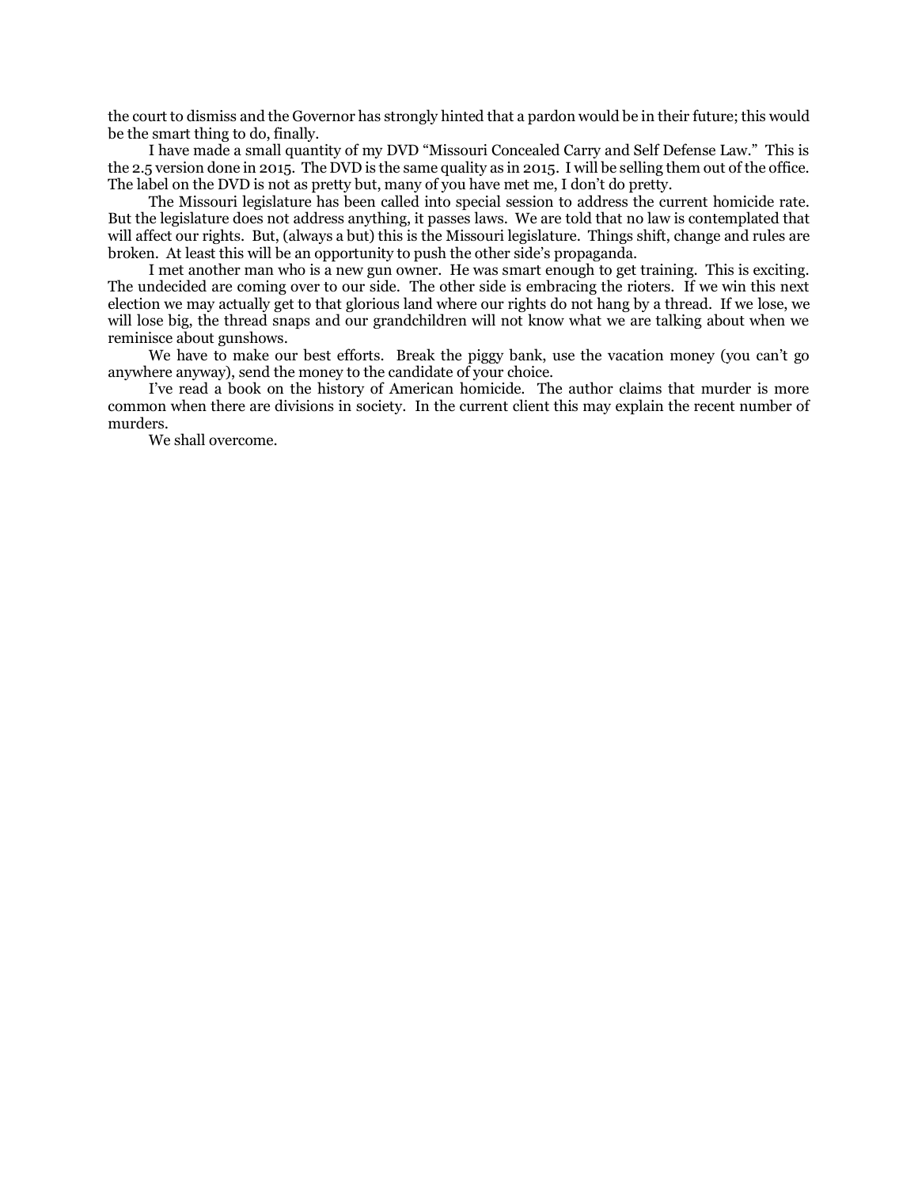the court to dismiss and the Governor has strongly hinted that a pardon would be in their future; this would be the smart thing to do, finally.

I have made a small quantity of my DVD "Missouri Concealed Carry and Self Defense Law." This is the 2.5 version done in 2015. The DVD is the same quality as in 2015. I will be selling them out of the office. The label on the DVD is not as pretty but, many of you have met me, I don't do pretty.

The Missouri legislature has been called into special session to address the current homicide rate. But the legislature does not address anything, it passes laws. We are told that no law is contemplated that will affect our rights. But, (always a but) this is the Missouri legislature. Things shift, change and rules are broken. At least this will be an opportunity to push the other side's propaganda.

I met another man who is a new gun owner. He was smart enough to get training. This is exciting. The undecided are coming over to our side. The other side is embracing the rioters. If we win this next election we may actually get to that glorious land where our rights do not hang by a thread. If we lose, we will lose big, the thread snaps and our grandchildren will not know what we are talking about when we reminisce about gunshows.

We have to make our best efforts. Break the piggy bank, use the vacation money (you can't go anywhere anyway), send the money to the candidate of your choice.

I've read a book on the history of American homicide. The author claims that murder is more common when there are divisions in society. In the current client this may explain the recent number of murders.

We shall overcome.